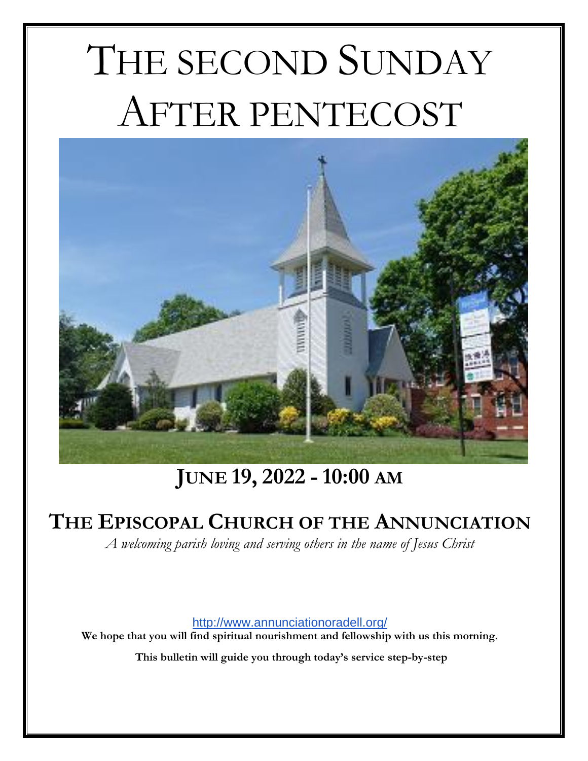# THE SECOND SUNDAY AFTER PENTECOST

## JUNE 19, 2022 - 10:00 AM

## THE EPISCOPAL CHURCH OF THE ANNUNCIATION

*A welcoming parish loving and serving others in the name of Jesus Christ*

http://www.annunciationoradell.org/

**We hope that you will find spiritual nourishment and fellowship with us this morning.**

**This bulletin will guide you through today's service step-by-step**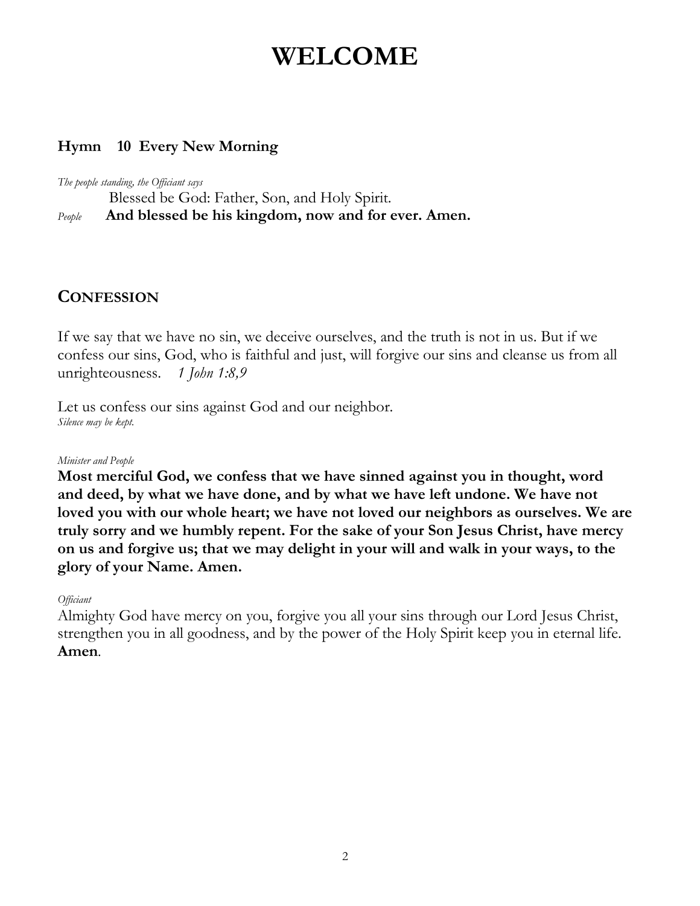# WELCOME

**Hymn 10 Every New Morning**

*The people standing, the Officiant says*

Blessed be God: Father, Son, and Holy Spirit.

*People* **And blessed be his kingdom, now and for ever. Amen.**

## CONFESSION

If we say that we have no sin, we deceive ourselves, and the truth is not in us. But if we confess our sins, God, who is faithful and just, will forgive our sins and cleanse us from all unrighteousness. *1 John 1:8,9*

Let us confess our sins against God and our neighbor.
*Silence may be kept.*

*Minister and People*

**Most merciful God, we confess that we have sinned against you in thought, word and deed, by what we have done, and by what we have left undone. We have not loved you with our whole heart; we have not loved our neighbors as ourselves. We are truly sorry and we humbly repent. For the sake of your Son Jesus Christ, have mercy on us and forgive us; that we may delight in your will and walk in your ways, to the glory of your Name. Amen.**

*Officiant*

Almighty God have mercy on you, forgive you all your sins through our Lord Jesus Christ, strengthen you in all goodness, and by the power of the Holy Spirit keep you in eternal life. **Amen**.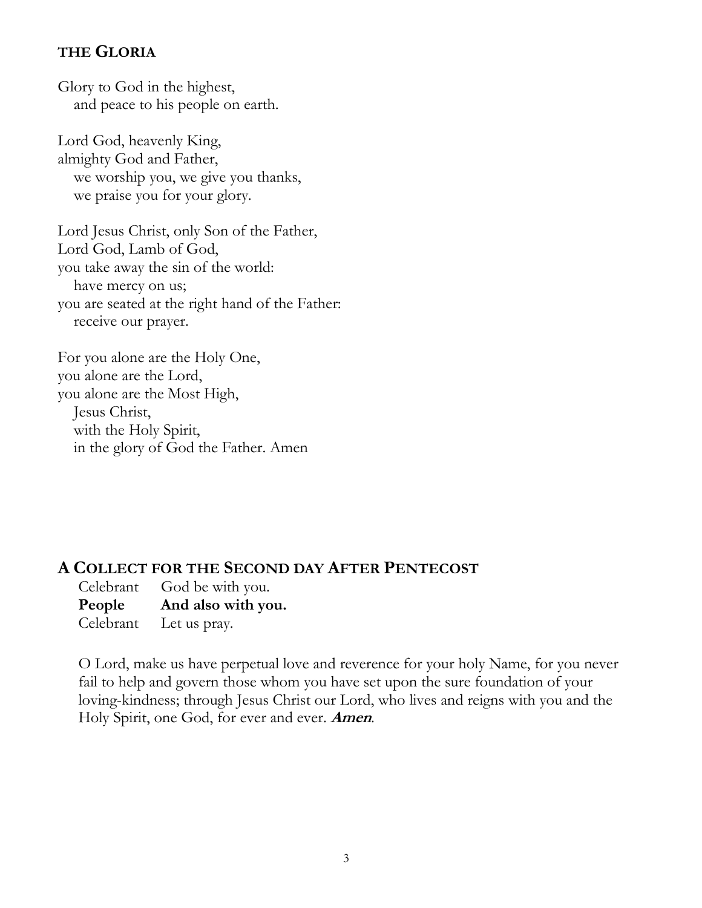## THE GLORIA

Glory to God in the highest,
and peace to his people on earth.

Lord God, heavenly King,
almighty God and Father,
we worship you, we give you thanks,
we praise you for your glory.

Lord Jesus Christ, only Son of the Father,
Lord God, Lamb of God,
you take away the sin of the world:
have mercy on us;
you are seated at the right hand of the Father:
receive our prayer.

For you alone are the Holy One,
you alone are the Lord,
you alone are the Most High,
Jesus Christ,
with the Holy Spirit,
in the glory of God the Father. Amen

## A COLLECT FOR THE SECOND DAY AFTER PENTECOST

Celebrant God be with you.
**People And also with you.**
Celebrant Let us pray.

O Lord, make us have perpetual love and reverence for your holy Name, for you never fail to help and govern those whom you have set upon the sure foundation of your loving-kindness; through Jesus Christ our Lord, who lives and reigns with you and the Holy Spirit, one God, for ever and ever. ***Amen*.**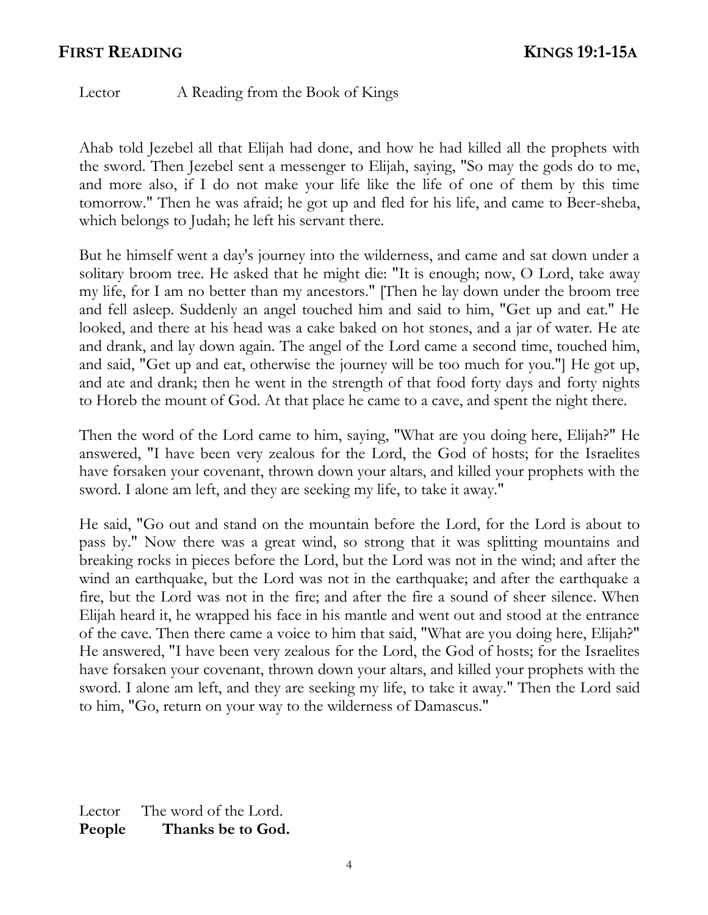## FIRST READING — KINGS 19:1-15A

Lector A Reading from the Book of Kings

Ahab told Jezebel all that Elijah had done, and how he had killed all the prophets with the sword. Then Jezebel sent a messenger to Elijah, saying, "So may the gods do to me, and more also, if I do not make your life like the life of one of them by this time tomorrow." Then he was afraid; he got up and fled for his life, and came to Beer-sheba, which belongs to Judah; he left his servant there.

But he himself went a day's journey into the wilderness, and came and sat down under a solitary broom tree. He asked that he might die: "It is enough; now, O Lord, take away my life, for I am no better than my ancestors." [Then he lay down under the broom tree and fell asleep. Suddenly an angel touched him and said to him, "Get up and eat." He looked, and there at his head was a cake baked on hot stones, and a jar of water. He ate and drank, and lay down again. The angel of the Lord came a second time, touched him, and said, "Get up and eat, otherwise the journey will be too much for you."] He got up, and ate and drank; then he went in the strength of that food forty days and forty nights to Horeb the mount of God. At that place he came to a cave, and spent the night there.

Then the word of the Lord came to him, saying, "What are you doing here, Elijah?" He answered, "I have been very zealous for the Lord, the God of hosts; for the Israelites have forsaken your covenant, thrown down your altars, and killed your prophets with the sword. I alone am left, and they are seeking my life, to take it away."

He said, "Go out and stand on the mountain before the Lord, for the Lord is about to pass by." Now there was a great wind, so strong that it was splitting mountains and breaking rocks in pieces before the Lord, but the Lord was not in the wind; and after the wind an earthquake, but the Lord was not in the earthquake; and after the earthquake a fire, but the Lord was not in the fire; and after the fire a sound of sheer silence. When Elijah heard it, he wrapped his face in his mantle and went out and stood at the entrance of the cave. Then there came a voice to him that said, "What are you doing here, Elijah?" He answered, "I have been very zealous for the Lord, the God of hosts; for the Israelites have forsaken your covenant, thrown down your altars, and killed your prophets with the sword. I alone am left, and they are seeking my life, to take it away." Then the Lord said to him, "Go, return on your way to the wilderness of Damascus."

Lector The word of the Lord.
**People Thanks be to God.**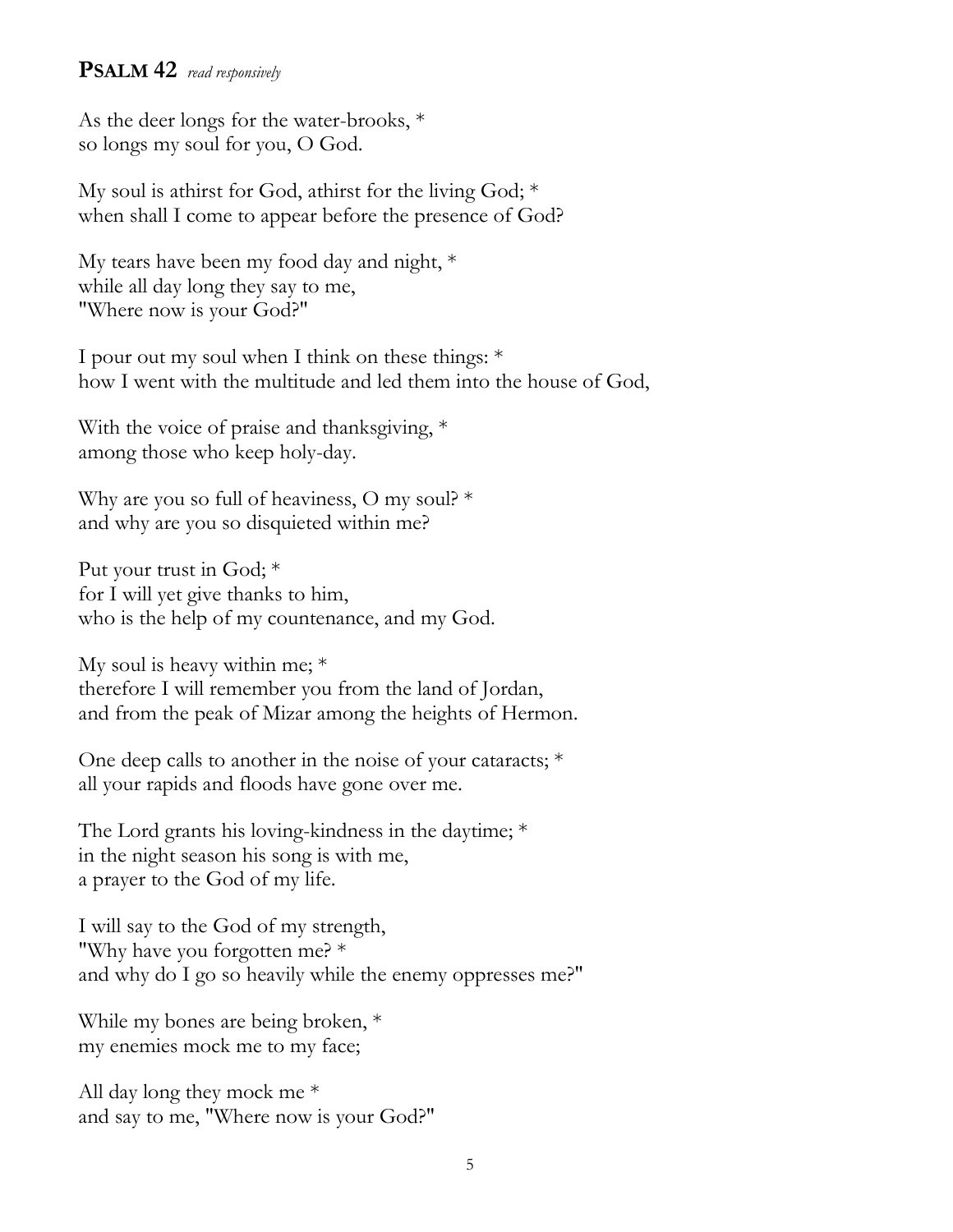## **Psalm 42** *read responsively*

As the deer longs for the water-brooks, *
so longs my soul for you, O God.

My soul is athirst for God, athirst for the living God; *
when shall I come to appear before the presence of God?

My tears have been my food day and night, *
while all day long they say to me,
"Where now is your God?"

I pour out my soul when I think on these things: *
how I went with the multitude and led them into the house of God,

With the voice of praise and thanksgiving, *
among those who keep holy-day.

Why are you so full of heaviness, O my soul? *
and why are you so disquieted within me?

Put your trust in God; *
for I will yet give thanks to him,
who is the help of my countenance, and my God.

My soul is heavy within me; *
therefore I will remember you from the land of Jordan,
and from the peak of Mizar among the heights of Hermon.

One deep calls to another in the noise of your cataracts; *
all your rapids and floods have gone over me.

The Lord grants his loving-kindness in the daytime; *
in the night season his song is with me,
a prayer to the God of my life.

I will say to the God of my strength,
"Why have you forgotten me? *
and why do I go so heavily while the enemy oppresses me?"

While my bones are being broken, *
my enemies mock me to my face;

All day long they mock me *
and say to me, "Where now is your God?"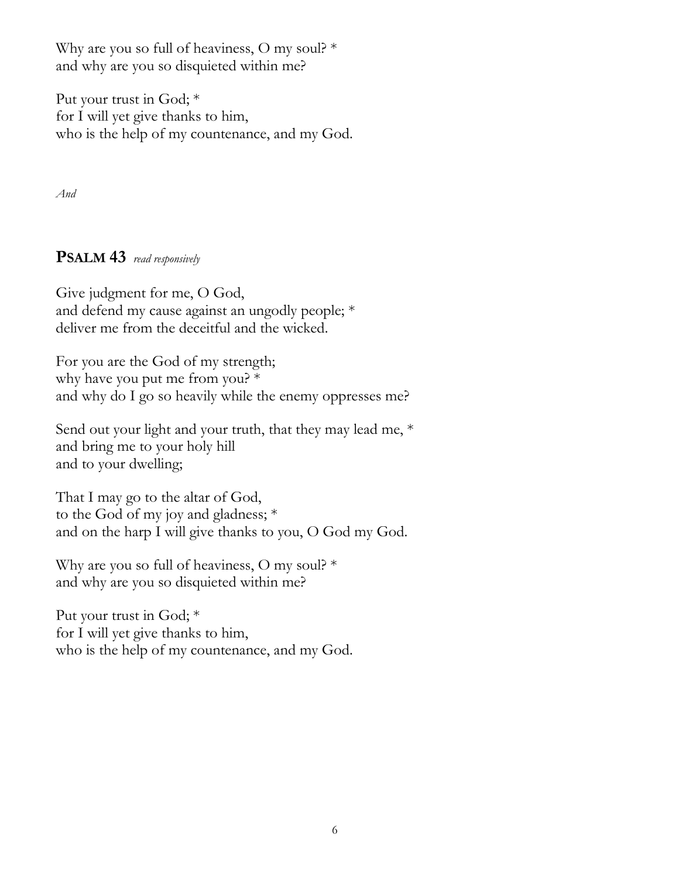Why are you so full of heaviness, O my soul? *
and why are you so disquieted within me?

Put your trust in God; *
for I will yet give thanks to him,
who is the help of my countenance, and my God.

*And*

## **PSALM 43** *read responsively*

Give judgment for me, O God,
and defend my cause against an ungodly people; *
deliver me from the deceitful and the wicked.

For you are the God of my strength;
why have you put me from you? *
and why do I go so heavily while the enemy oppresses me?

Send out your light and your truth, that they may lead me, *
and bring me to your holy hill
and to your dwelling;

That I may go to the altar of God,
to the God of my joy and gladness; *
and on the harp I will give thanks to you, O God my God.

Why are you so full of heaviness, O my soul? *
and why are you so disquieted within me?

Put your trust in God; *
for I will yet give thanks to him,
who is the help of my countenance, and my God.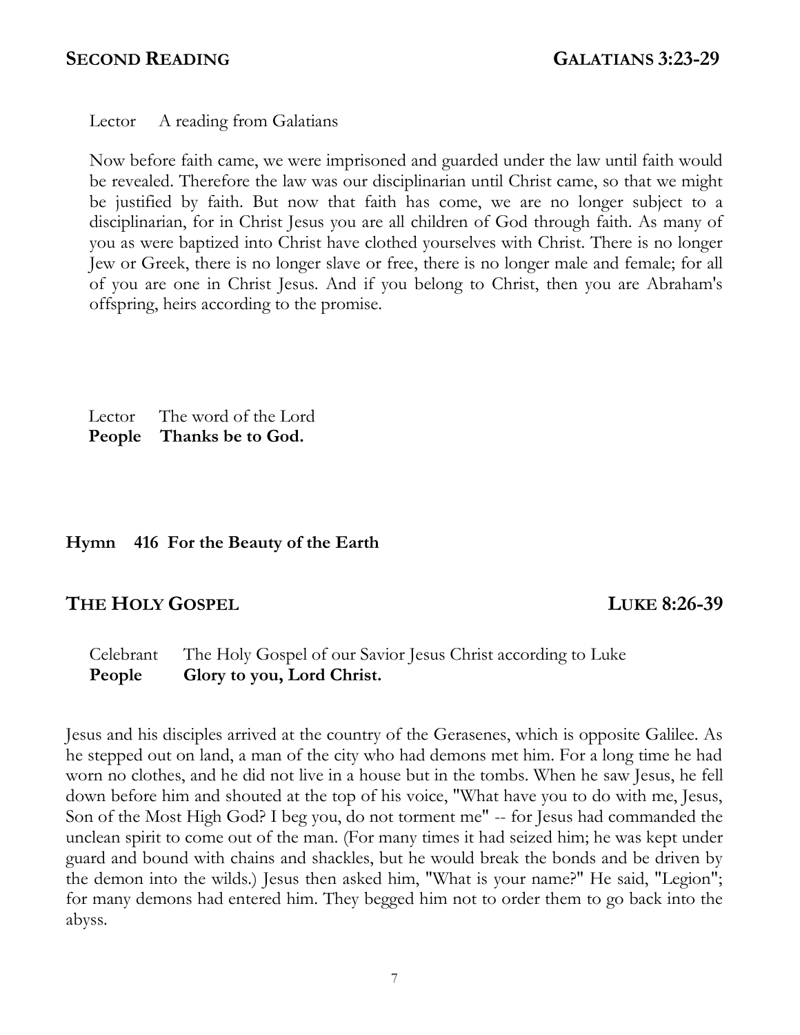## SECOND READING — GALATIANS 3:23-29

Lector  A reading from Galatians

Now before faith came, we were imprisoned and guarded under the law until faith would be revealed. Therefore the law was our disciplinarian until Christ came, so that we might be justified by faith. But now that faith has come, we are no longer subject to a disciplinarian, for in Christ Jesus you are all children of God through faith. As many of you as were baptized into Christ have clothed yourselves with Christ. There is no longer Jew or Greek, there is no longer slave or free, there is no longer male and female; for all of you are one in Christ Jesus. And if you belong to Christ, then you are Abraham's offspring, heirs according to the promise.

Lector  The word of the Lord  
**People  Thanks be to God.**

**Hymn  416  For the Beauty of the Earth**

## THE HOLY GOSPEL — LUKE 8:26-39

Celebrant  The Holy Gospel of our Savior Jesus Christ according to Luke  
**People  Glory to you, Lord Christ.**

Jesus and his disciples arrived at the country of the Gerasenes, which is opposite Galilee. As he stepped out on land, a man of the city who had demons met him. For a long time he had worn no clothes, and he did not live in a house but in the tombs. When he saw Jesus, he fell down before him and shouted at the top of his voice, "What have you to do with me, Jesus, Son of the Most High God? I beg you, do not torment me" -- for Jesus had commanded the unclean spirit to come out of the man. (For many times it had seized him; he was kept under guard and bound with chains and shackles, but he would break the bonds and be driven by the demon into the wilds.) Jesus then asked him, "What is your name?" He said, "Legion"; for many demons had entered him. They begged him not to order them to go back into the abyss.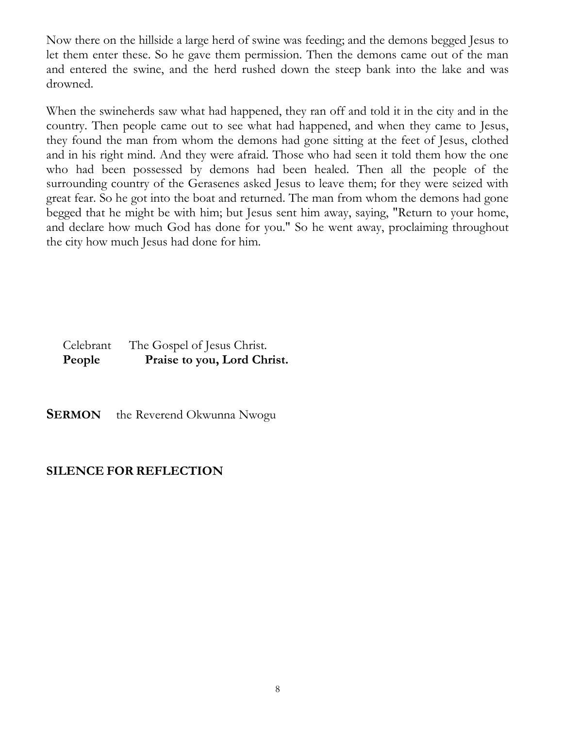Now there on the hillside a large herd of swine was feeding; and the demons begged Jesus to let them enter these. So he gave them permission. Then the demons came out of the man and entered the swine, and the herd rushed down the steep bank into the lake and was drowned.

When the swineherds saw what had happened, they ran off and told it in the city and in the country. Then people came out to see what had happened, and when they came to Jesus, they found the man from whom the demons had gone sitting at the feet of Jesus, clothed and in his right mind. And they were afraid. Those who had seen it told them how the one who had been possessed by demons had been healed. Then all the people of the surrounding country of the Gerasenes asked Jesus to leave them; for they were seized with great fear. So he got into the boat and returned. The man from whom the demons had gone begged that he might be with him; but Jesus sent him away, saying, "Return to your home, and declare how much God has done for you." So he went away, proclaiming throughout the city how much Jesus had done for him.

Celebrant The Gospel of Jesus Christ.
**People Praise to you, Lord Christ.**

**SERMON** the Reverend Okwunna Nwogu

**SILENCE FOR REFLECTION**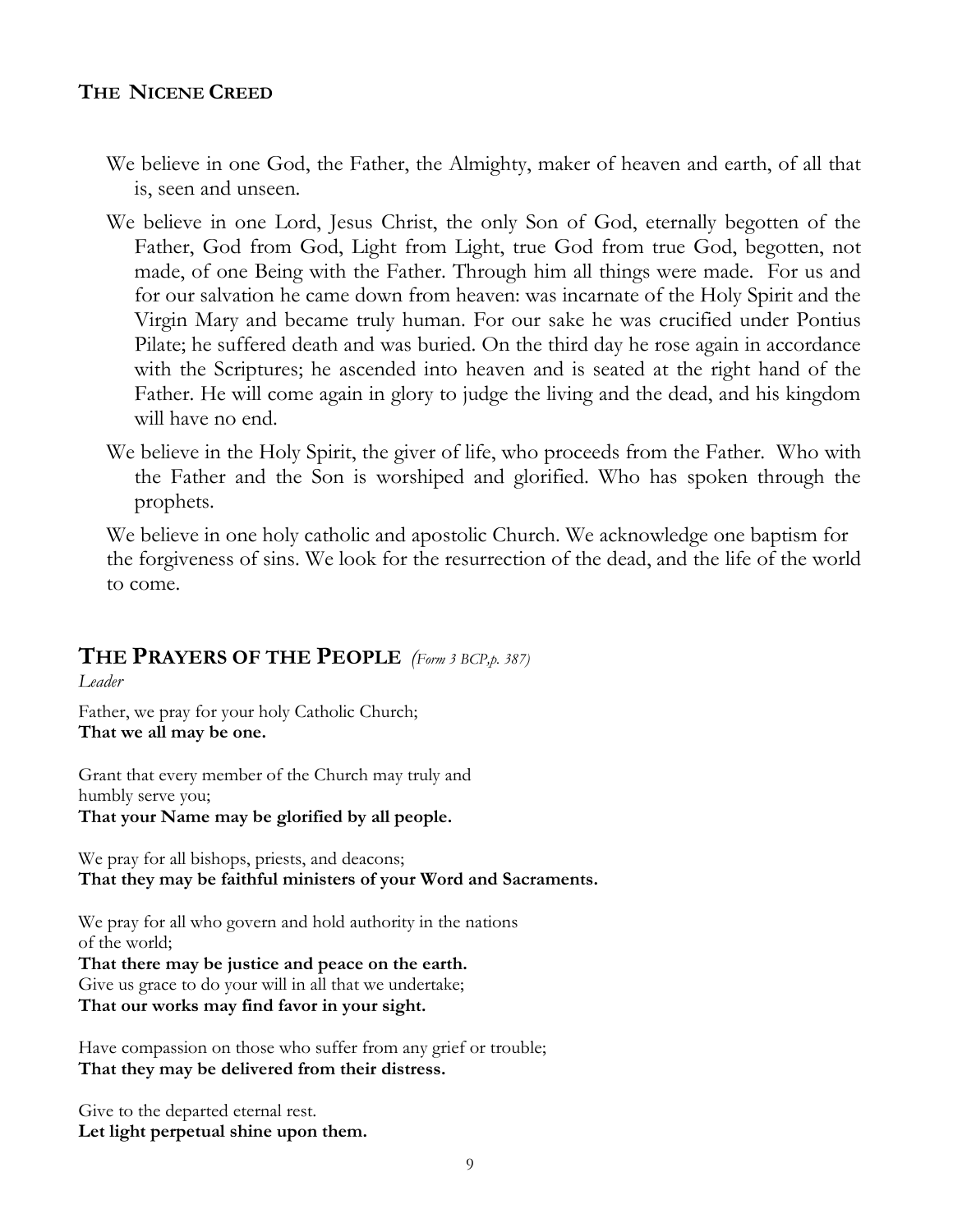## THE NICENE CREED

We believe in one God, the Father, the Almighty, maker of heaven and earth, of all that is, seen and unseen.

We believe in one Lord, Jesus Christ, the only Son of God, eternally begotten of the Father, God from God, Light from Light, true God from true God, begotten, not made, of one Being with the Father. Through him all things were made. For us and for our salvation he came down from heaven: was incarnate of the Holy Spirit and the Virgin Mary and became truly human. For our sake he was crucified under Pontius Pilate; he suffered death and was buried. On the third day he rose again in accordance with the Scriptures; he ascended into heaven and is seated at the right hand of the Father. He will come again in glory to judge the living and the dead, and his kingdom will have no end.

We believe in the Holy Spirit, the giver of life, who proceeds from the Father. Who with the Father and the Son is worshiped and glorified. Who has spoken through the prophets.

We believe in one holy catholic and apostolic Church. We acknowledge one baptism for the forgiveness of sins. We look for the resurrection of the dead, and the life of the world to come.

## THE PRAYERS OF THE PEOPLE *(Form 3 BCP,p. 387)*

*Leader*

Father, we pray for your holy Catholic Church;
**That we all may be one.**

Grant that every member of the Church may truly and humbly serve you;
**That your Name may be glorified by all people.**

We pray for all bishops, priests, and deacons;
**That they may be faithful ministers of your Word and Sacraments.**

We pray for all who govern and hold authority in the nations of the world;
**That there may be justice and peace on the earth.**
Give us grace to do your will in all that we undertake;
**That our works may find favor in your sight.**

Have compassion on those who suffer from any grief or trouble;
**That they may be delivered from their distress.**

Give to the departed eternal rest.
**Let light perpetual shine upon them.**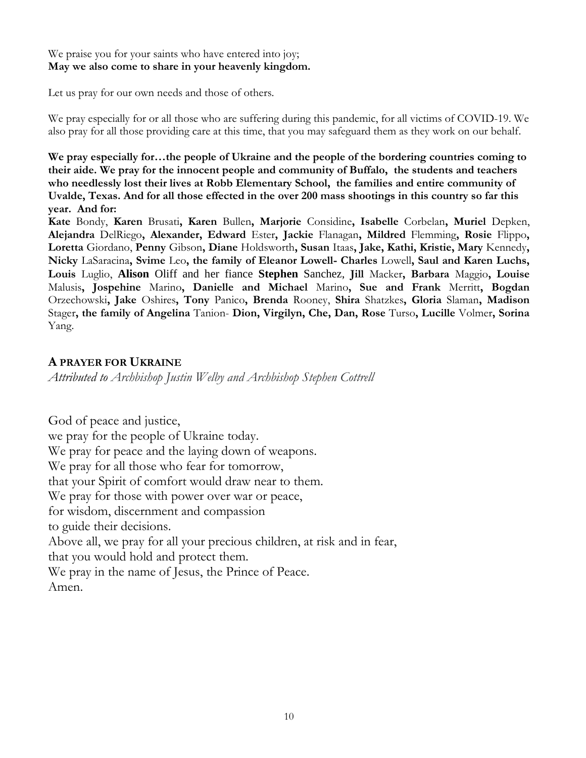We praise you for your saints who have entered into joy;
**May we also come to share in your heavenly kingdom.**

Let us pray for our own needs and those of others.

We pray especially for or all those who are suffering during this pandemic, for all victims of COVID-19. We also pray for all those providing care at this time, that you may safeguard them as they work on our behalf.

**We pray especially for…the people of Ukraine and the people of the bordering countries coming to their aide. We pray for the innocent people and community of Buffalo, the students and teachers who needlessly lost their lives at Robb Elementary School, the families and entire community of Uvalde, Texas. And for all those effected in the over 200 mass shootings in this country so far this year. And for:**
**Kate** Bondy, **Karen** Brusati**, Karen** Bullen**, Marjorie** Considine**, Isabelle** Corbelan**, Muriel** Depken, **Alejandra** DelRiego**, Alexander, Edward** Ester**, Jackie** Flanagan**, Mildred** Flemming**, Rosie** Flippo**, Loretta** Giordano, **Penny** Gibson**, Diane** Holdsworth**, Susan** Itaas**, Jake, Kathi, Kristie, Mary** Kennedy**, Nicky** LaSaracina**, Svime** Leo**, the family of Eleanor Lowell- Charles** Lowell**, Saul and Karen Luchs, Louis** Luglio, **Alison** Oliff and her fiance **Stephen** Sanchez, **Jill** Macker**, Barbara** Maggio**, Louise** Malusis**, Jospehine** Marino**, Danielle and Michael** Marino**, Sue and Frank** Merritt**, Bogdan** Orzechowski**, Jake** Oshires**, Tony** Panico**, Brenda** Rooney, **Shira** Shatzkes**, Gloria** Slaman**, Madison** Stager**, the family of Angelina** Tanion- **Dion, Virgilyn, Che, Dan, Rose** Turso**, Lucille** Volmer**, Sorina** Yang.

## A PRAYER FOR UKRAINE

*Attributed to Archbishop Justin Welby and Archbishop Stephen Cottrell*

God of peace and justice,
we pray for the people of Ukraine today.
We pray for peace and the laying down of weapons.
We pray for all those who fear for tomorrow,
that your Spirit of comfort would draw near to them.
We pray for those with power over war or peace,
for wisdom, discernment and compassion
to guide their decisions.
Above all, we pray for all your precious children, at risk and in fear,
that you would hold and protect them.
We pray in the name of Jesus, the Prince of Peace.
Amen.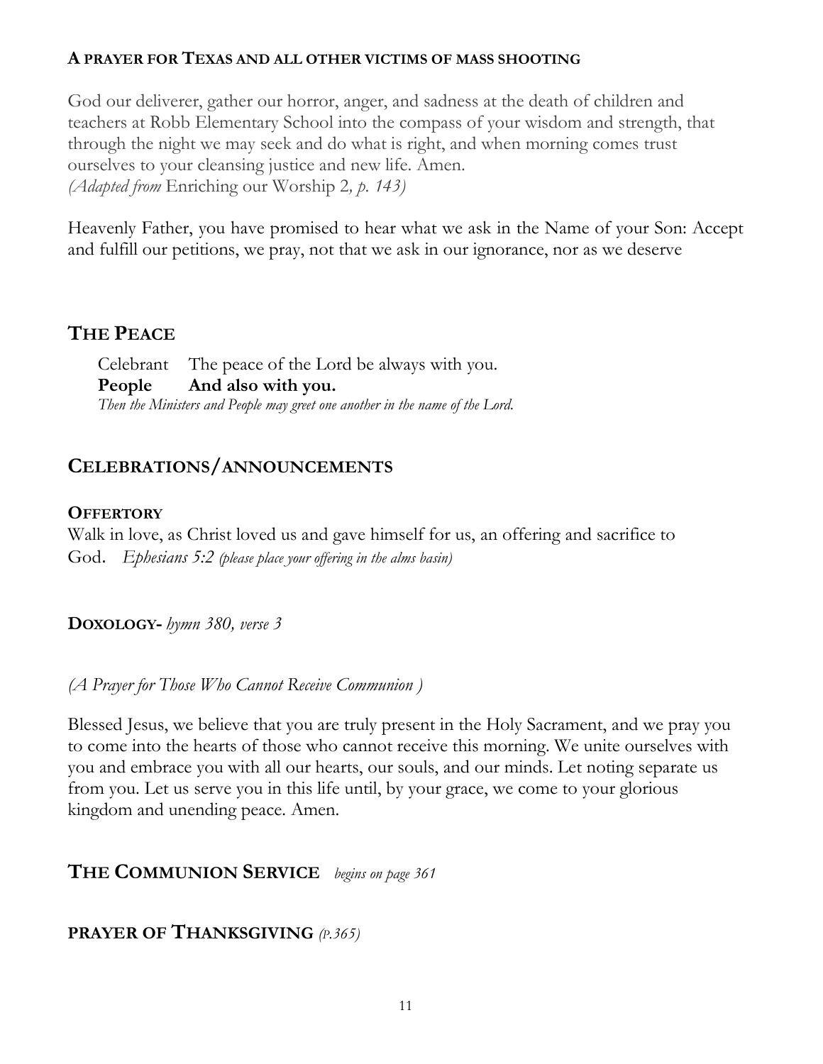#### A PRAYER FOR TEXAS AND ALL OTHER VICTIMS OF MASS SHOOTING

God our deliverer, gather our horror, anger, and sadness at the death of children and teachers at Robb Elementary School into the compass of your wisdom and strength, that through the night we may seek and do what is right, and when morning comes trust ourselves to your cleansing justice and new life. Amen.
*(Adapted from* Enriching our Worship 2*, p. 143)*

Heavenly Father, you have promised to hear what we ask in the Name of your Son: Accept and fulfill our petitions, we pray, not that we ask in our ignorance, nor as we deserve

## THE PEACE

Celebrant The peace of the Lord be always with you.
**People And also with you.**
*Then the Ministers and People may greet one another in the name of the Lord.*

## CELEBRATIONS/ANNOUNCEMENTS

#### OFFERTORY

Walk in love, as Christ loved us and gave himself for us, an offering and sacrifice to God. *Ephesians 5:2 (please place your offering in the alms basin)*

**DOXOLOGY-** *hymn 380, verse 3*

*(A Prayer for Those Who Cannot Receive Communion )*

Blessed Jesus, we believe that you are truly present in the Holy Sacrament, and we pray you to come into the hearts of those who cannot receive this morning. We unite ourselves with you and embrace you with all our hearts, our souls, and our minds. Let noting separate us from you. Let us serve you in this life until, by your grace, we come to your glorious kingdom and unending peace. Amen.

## THE COMMUNION SERVICE *begins on page 361*

### PRAYER OF THANKSGIVING *(P.365)*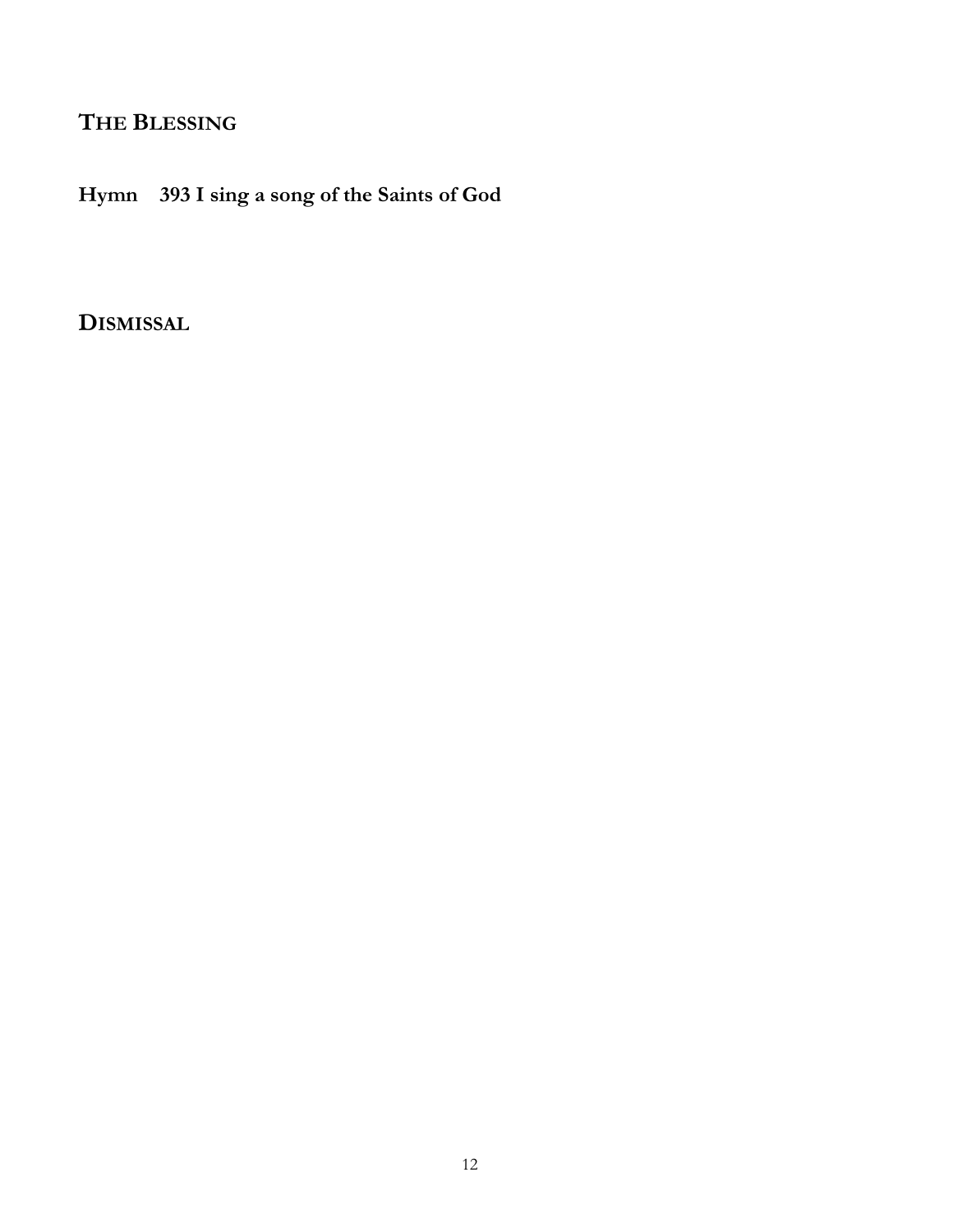## The Blessing

**Hymn 393 I sing a song of the Saints of God**

## Dismissal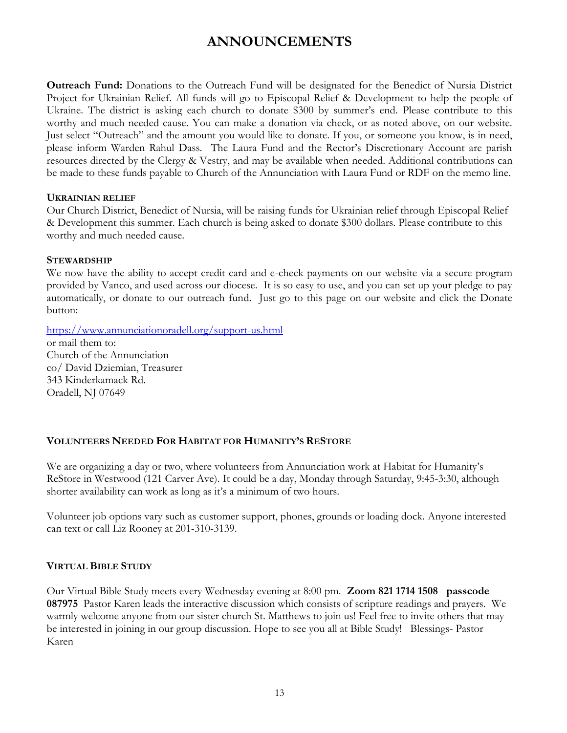# ANNOUNCEMENTS

**Outreach Fund:** Donations to the Outreach Fund will be designated for the Benedict of Nursia District Project for Ukrainian Relief. All funds will go to Episcopal Relief & Development to help the people of Ukraine. The district is asking each church to donate $300 by summer's end. Please contribute to this worthy and much needed cause. You can make a donation via check, or as noted above, on our website. Just select "Outreach" and the amount you would like to donate. If you, or someone you know, is in need, please inform Warden Rahul Dass. The Laura Fund and the Rector's Discretionary Account are parish resources directed by the Clergy & Vestry, and may be available when needed. Additional contributions can be made to these funds payable to Church of the Annunciation with Laura Fund or RDF on the memo line.

**UKRAINIAN RELIEF**

Our Church District, Benedict of Nursia, will be raising funds for Ukrainian relief through Episcopal Relief & Development this summer. Each church is being asked to donate $300 dollars. Please contribute to this worthy and much needed cause.

**STEWARDSHIP**

We now have the ability to accept credit card and e-check payments on our website via a secure program provided by Vanco, and used across our diocese. It is so easy to use, and you can set up your pledge to pay automatically, or donate to our outreach fund. Just go to this page on our website and click the Donate button:

https://www.annunciationoradell.org/support-us.html
or mail them to:
Church of the Annunciation
co/ David Dziemian, Treasurer
343 Kinderkamack Rd.
Oradell, NJ 07649

**VOLUNTEERS NEEDED FOR HABITAT FOR HUMANITY'S RESTORE**

We are organizing a day or two, where volunteers from Annunciation work at Habitat for Humanity's ReStore in Westwood (121 Carver Ave). It could be a day, Monday through Saturday, 9:45-3:30, although shorter availability can work as long as it's a minimum of two hours.

Volunteer job options vary such as customer support, phones, grounds or loading dock. Anyone interested can text or call Liz Rooney at 201-310-3139.

**VIRTUAL BIBLE STUDY**

Our Virtual Bible Study meets every Wednesday evening at 8:00 pm. **Zoom 821 1714 1508 passcode 087975** Pastor Karen leads the interactive discussion which consists of scripture readings and prayers. We warmly welcome anyone from our sister church St. Matthews to join us! Feel free to invite others that may be interested in joining in our group discussion. Hope to see you all at Bible Study! Blessings- Pastor Karen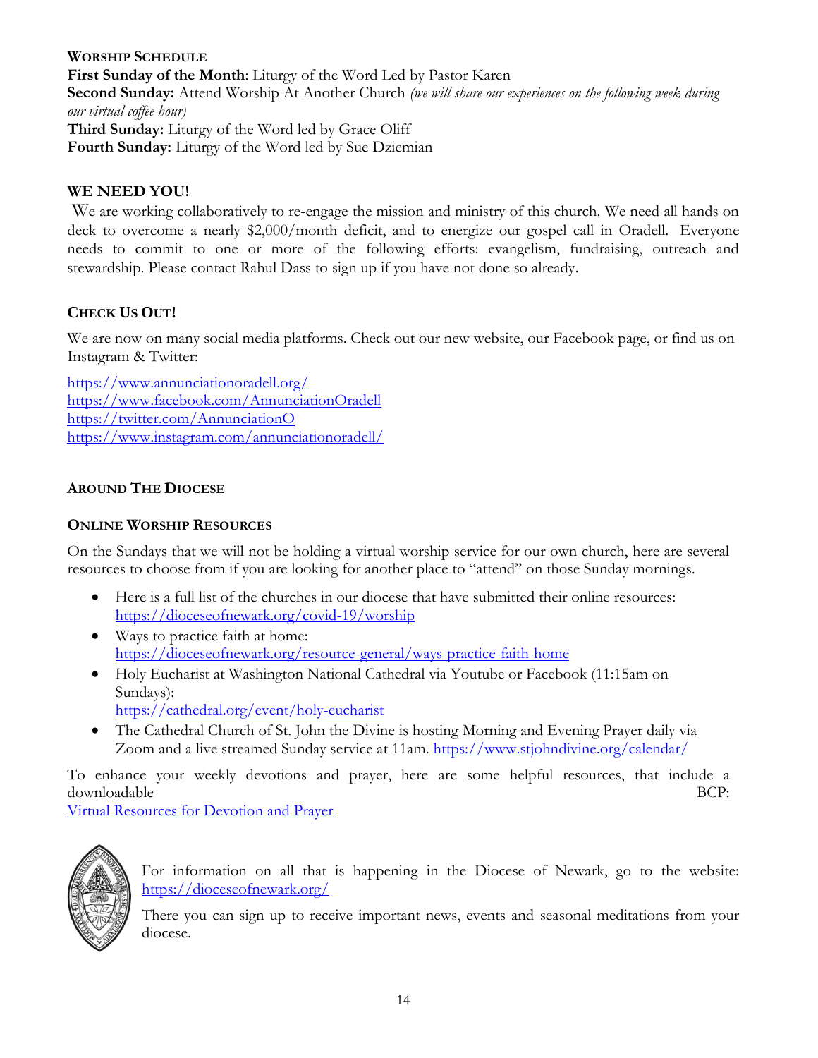**WORSHIP SCHEDULE**

**First Sunday of the Month**: Liturgy of the Word Led by Pastor Karen

**Second Sunday:** Attend Worship At Another Church *(we will share our experiences on the following week during our virtual coffee hour)*

**Third Sunday:** Liturgy of the Word led by Grace Oliff

**Fourth Sunday:** Liturgy of the Word led by Sue Dziemian

## WE NEED YOU!

We are working collaboratively to re-engage the mission and ministry of this church. We need all hands on deck to overcome a nearly $2,000/month deficit, and to energize our gospel call in Oradell. Everyone needs to commit to one or more of the following efforts: evangelism, fundraising, outreach and stewardship. Please contact Rahul Dass to sign up if you have not done so already.

## CHECK US OUT!

We are now on many social media platforms. Check out our new website, our Facebook page, or find us on Instagram & Twitter:

https://www.annunciationoradell.org/
https://www.facebook.com/AnnunciationOradell
https://twitter.com/AnnunciationO
https://www.instagram.com/annunciationoradell/

## AROUND THE DIOCESE

### ONLINE WORSHIP RESOURCES

On the Sundays that we will not be holding a virtual worship service for our own church, here are several resources to choose from if you are looking for another place to "attend" on those Sunday mornings.

- Here is a full list of the churches in our diocese that have submitted their online resources: https://dioceseofnewark.org/covid-19/worship
- Ways to practice faith at home: https://dioceseofnewark.org/resource-general/ways-practice-faith-home
- Holy Eucharist at Washington National Cathedral via Youtube or Facebook (11:15am on Sundays): https://cathedral.org/event/holy-eucharist
- The Cathedral Church of St. John the Divine is hosting Morning and Evening Prayer daily via Zoom and a live streamed Sunday service at 11am. https://www.stjohndivine.org/calendar/

To enhance your weekly devotions and prayer, here are some helpful resources, that include a downloadable BCP: Virtual Resources for Devotion and Prayer

For information on all that is happening in the Diocese of Newark, go to the website: https://dioceseofnewark.org/

There you can sign up to receive important news, events and seasonal meditations from your diocese.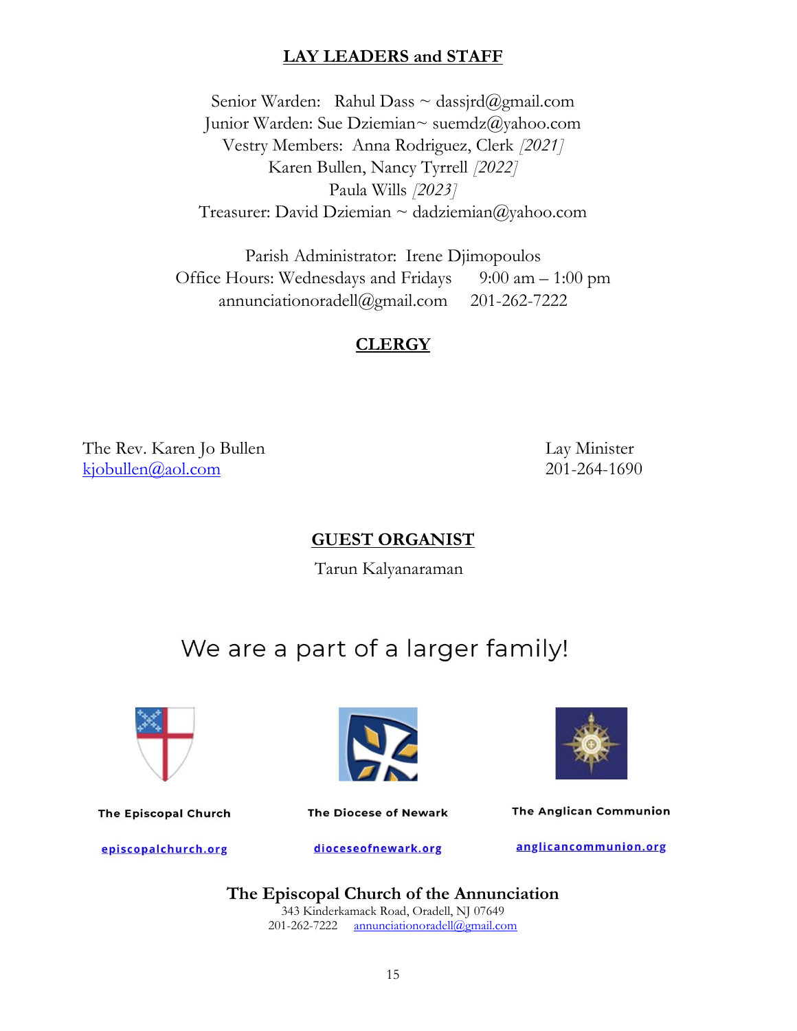## LAY LEADERS and STAFF

Senior Warden: Rahul Dass ~ dassjrd@gmail.com
Junior Warden: Sue Dziemian~ suemdz@yahoo.com
Vestry Members: Anna Rodriguez, Clerk *[2021]*
Karen Bullen, Nancy Tyrrell *[2022]*
Paula Wills *[2023]*
Treasurer: David Dziemian ~ dadziemian@yahoo.com

Parish Administrator: Irene Djimopoulos
Office Hours: Wednesdays and Fridays 9:00 am – 1:00 pm
annunciationoradell@gmail.com 201-262-7222

## CLERGY

The Rev. Karen Jo Bullen
kjobullen@aol.com

Lay Minister
201-264-1690

## GUEST ORGANIST

Tarun Kalyanaraman

We are a part of a larger family!

**The Episcopal Church**
episcopalchurch.org

**The Diocese of Newark**
dioceseofnewark.org

**The Anglican Communion**
anglicancommunion.org

**The Episcopal Church of the Annunciation**
343 Kinderkamack Road, Oradell, NJ 07649
201-262-7222 annunciationoradell@gmail.com